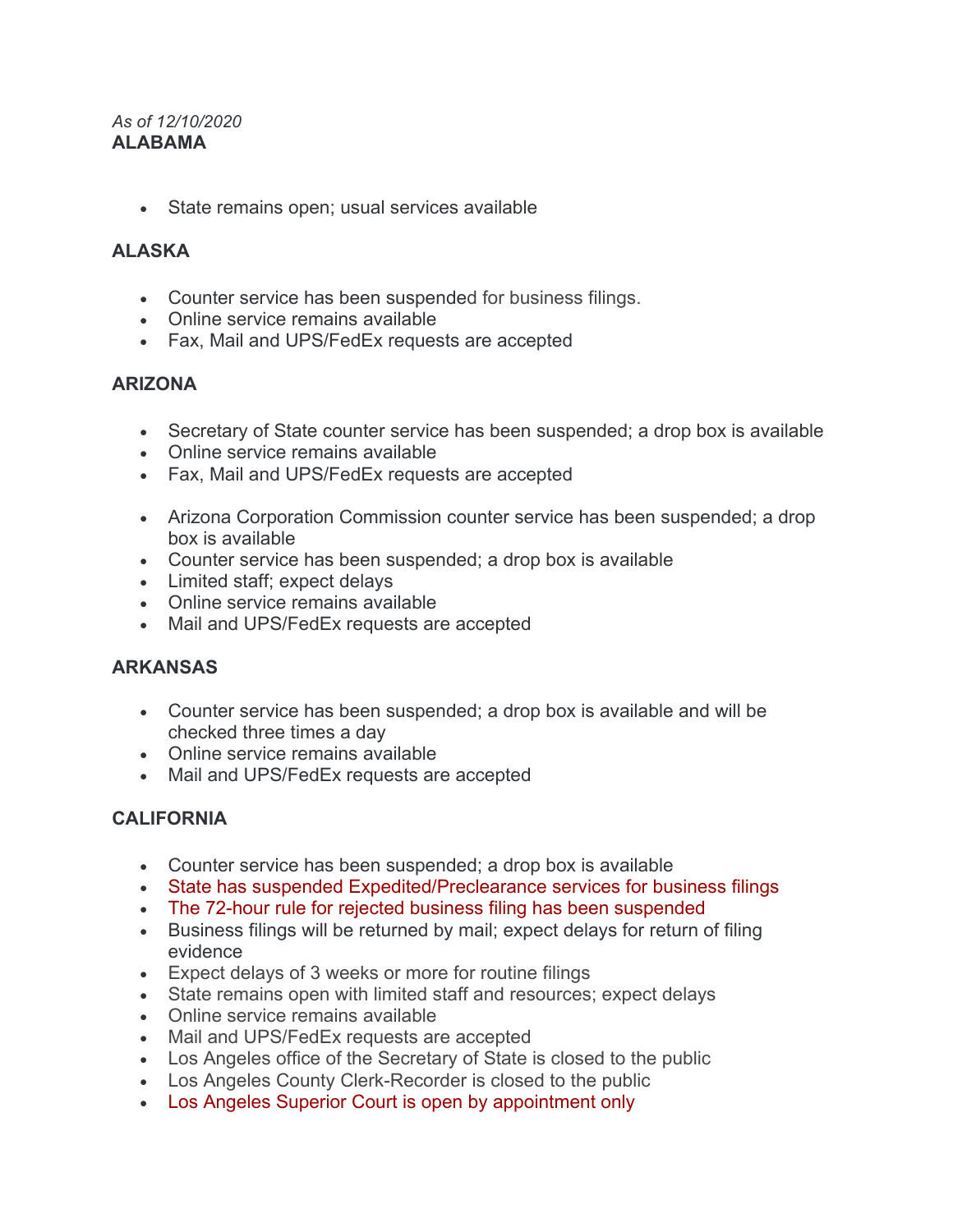*As of 12/10/2020*

**ALABAMA**

- State remains open; usual services available

**ALASKA**

- Counter service has been suspended for business filings.
- Online service remains available
- Fax, Mail and UPS/FedEx requests are accepted

**ARIZONA**

- Secretary of State counter service has been suspended; a drop box is available
- Online service remains available
- Fax, Mail and UPS/FedEx requests are accepted

- Arizona Corporation Commission counter service has been suspended; a drop box is available
- Counter service has been suspended; a drop box is available
- Limited staff; expect delays
- Online service remains available
- Mail and UPS/FedEx requests are accepted

**ARKANSAS**

- Counter service has been suspended; a drop box is available and will be checked three times a day
- Online service remains available
- Mail and UPS/FedEx requests are accepted

**CALIFORNIA**

- Counter service has been suspended; a drop box is available
- State has suspended Expedited/Preclearance services for business filings
- The 72-hour rule for rejected business filing has been suspended
- Business filings will be returned by mail; expect delays for return of filing evidence
- Expect delays of 3 weeks or more for routine filings
- State remains open with limited staff and resources; expect delays
- Online service remains available
- Mail and UPS/FedEx requests are accepted
- Los Angeles office of the Secretary of State is closed to the public
- Los Angeles County Clerk-Recorder is closed to the public
- Los Angeles Superior Court is open by appointment only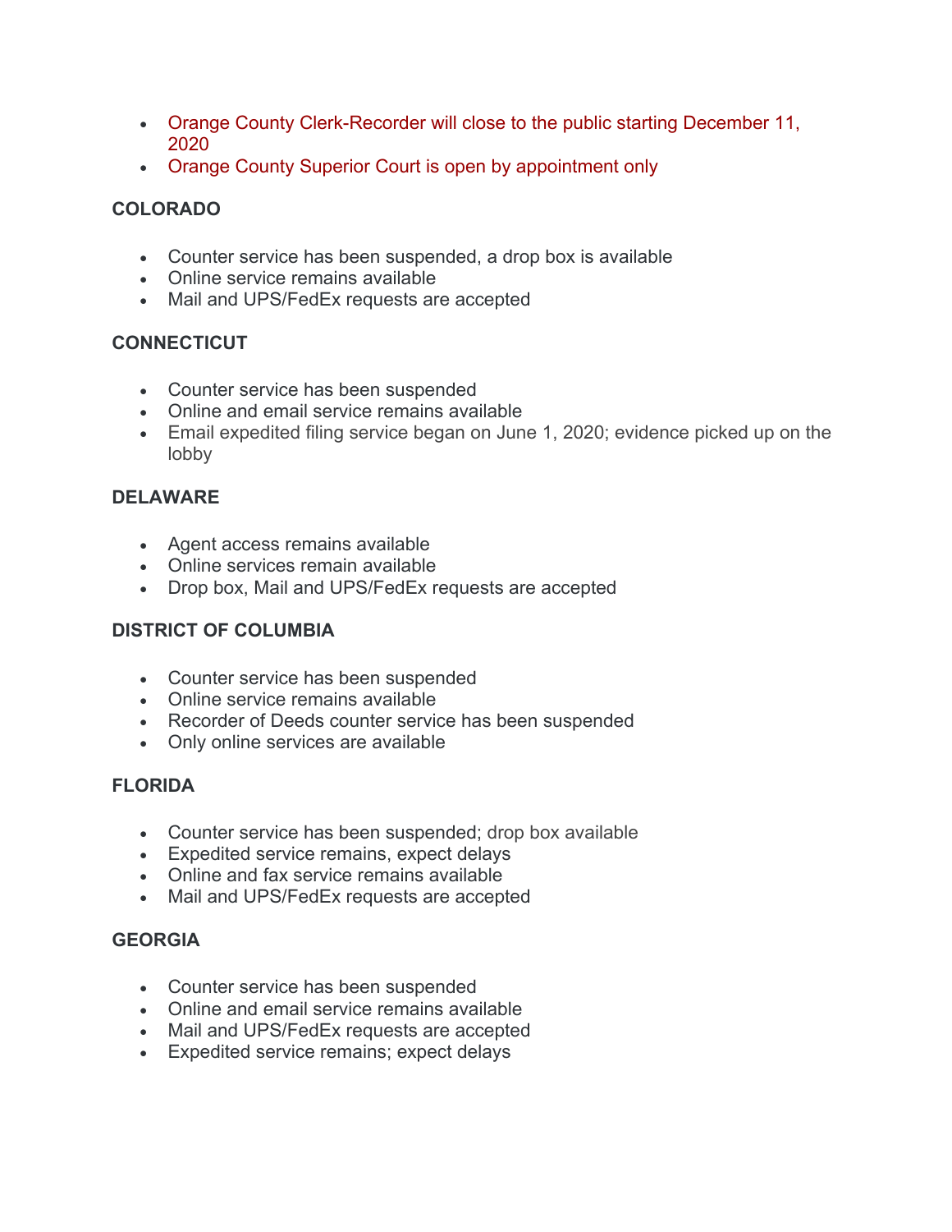- Orange County Clerk-Recorder will close to the public starting December 11, 2020
- Orange County Superior Court is open by appointment only

### COLORADO

- Counter service has been suspended, a drop box is available
- Online service remains available
- Mail and UPS/FedEx requests are accepted

### CONNECTICUT

- Counter service has been suspended
- Online and email service remains available
- Email expedited filing service began on June 1, 2020; evidence picked up on the lobby

### DELAWARE

- Agent access remains available
- Online services remain available
- Drop box, Mail and UPS/FedEx requests are accepted

### DISTRICT OF COLUMBIA

- Counter service has been suspended
- Online service remains available
- Recorder of Deeds counter service has been suspended
- Only online services are available

### FLORIDA

- Counter service has been suspended; drop box available
- Expedited service remains, expect delays
- Online and fax service remains available
- Mail and UPS/FedEx requests are accepted

### GEORGIA

- Counter service has been suspended
- Online and email service remains available
- Mail and UPS/FedEx requests are accepted
- Expedited service remains; expect delays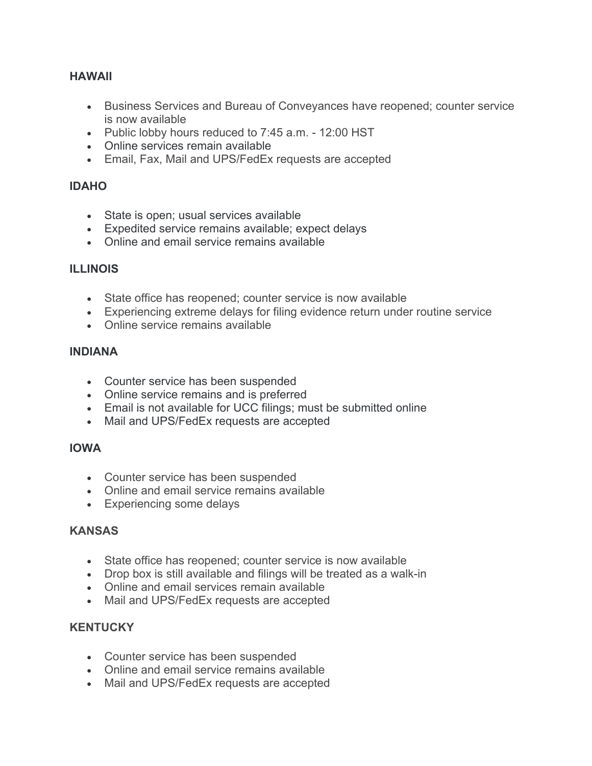**HAWAII**

- Business Services and Bureau of Conveyances have reopened; counter service is now available
- Public lobby hours reduced to 7:45 a.m. - 12:00 HST
- Online services remain available
- Email, Fax, Mail and UPS/FedEx requests are accepted

**IDAHO**

- State is open; usual services available
- Expedited service remains available; expect delays
- Online and email service remains available

**ILLINOIS**

- State office has reopened; counter service is now available
- Experiencing extreme delays for filing evidence return under routine service
- Online service remains available

**INDIANA**

- Counter service has been suspended
- Online service remains and is preferred
- Email is not available for UCC filings; must be submitted online
- Mail and UPS/FedEx requests are accepted

**IOWA**

- Counter service has been suspended
- Online and email service remains available
- Experiencing some delays

**KANSAS**

- State office has reopened; counter service is now available
- Drop box is still available and filings will be treated as a walk-in
- Online and email services remain available
- Mail and UPS/FedEx requests are accepted

**KENTUCKY**

- Counter service has been suspended
- Online and email service remains available
- Mail and UPS/FedEx requests are accepted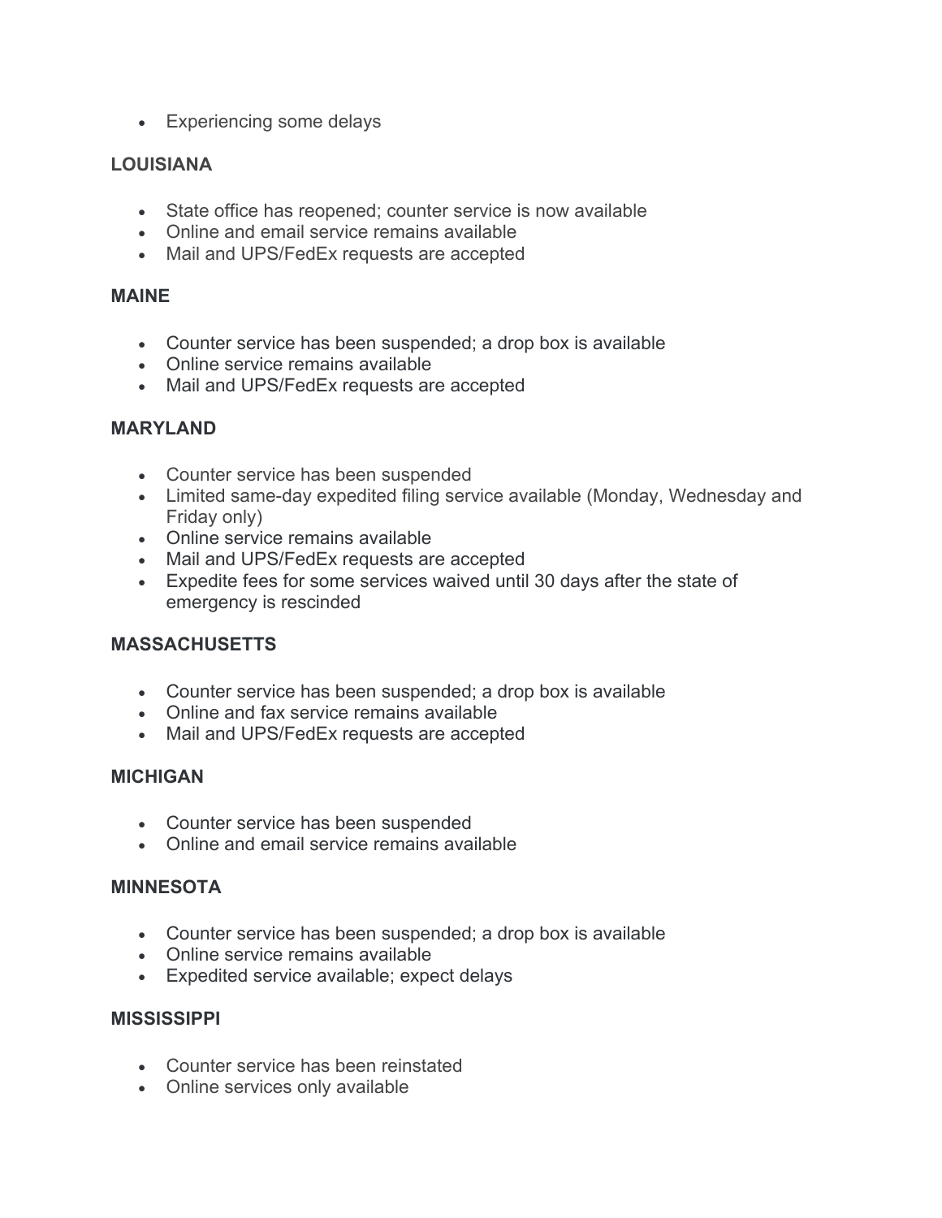- Experiencing some delays

**LOUISIANA**

- State office has reopened; counter service is now available
- Online and email service remains available
- Mail and UPS/FedEx requests are accepted

**MAINE**

- Counter service has been suspended; a drop box is available
- Online service remains available
- Mail and UPS/FedEx requests are accepted

**MARYLAND**

- Counter service has been suspended
- Limited same-day expedited filing service available (Monday, Wednesday and Friday only)
- Online service remains available
- Mail and UPS/FedEx requests are accepted
- Expedite fees for some services waived until 30 days after the state of emergency is rescinded

**MASSACHUSETTS**

- Counter service has been suspended; a drop box is available
- Online and fax service remains available
- Mail and UPS/FedEx requests are accepted

**MICHIGAN**

- Counter service has been suspended
- Online and email service remains available

**MINNESOTA**

- Counter service has been suspended; a drop box is available
- Online service remains available
- Expedited service available; expect delays

**MISSISSIPPI**

- Counter service has been reinstated
- Online services only available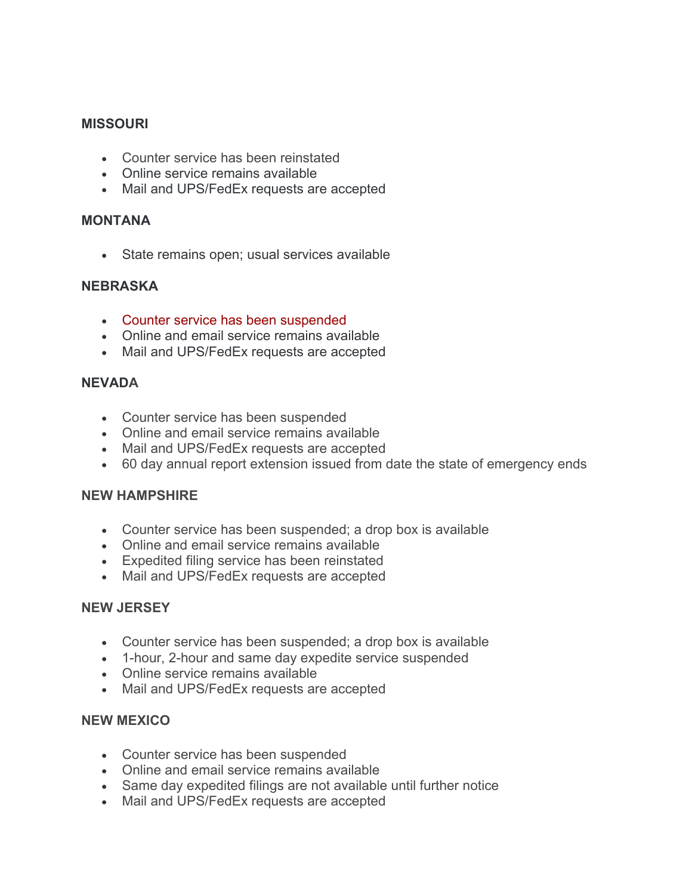**MISSOURI**

- Counter service has been reinstated
- Online service remains available
- Mail and UPS/FedEx requests are accepted

**MONTANA**

- State remains open; usual services available

**NEBRASKA**

- Counter service has been suspended
- Online and email service remains available
- Mail and UPS/FedEx requests are accepted

**NEVADA**

- Counter service has been suspended
- Online and email service remains available
- Mail and UPS/FedEx requests are accepted
- 60 day annual report extension issued from date the state of emergency ends

**NEW HAMPSHIRE**

- Counter service has been suspended; a drop box is available
- Online and email service remains available
- Expedited filing service has been reinstated
- Mail and UPS/FedEx requests are accepted

**NEW JERSEY**

- Counter service has been suspended; a drop box is available
- 1-hour, 2-hour and same day expedite service suspended
- Online service remains available
- Mail and UPS/FedEx requests are accepted

**NEW MEXICO**

- Counter service has been suspended
- Online and email service remains available
- Same day expedited filings are not available until further notice
- Mail and UPS/FedEx requests are accepted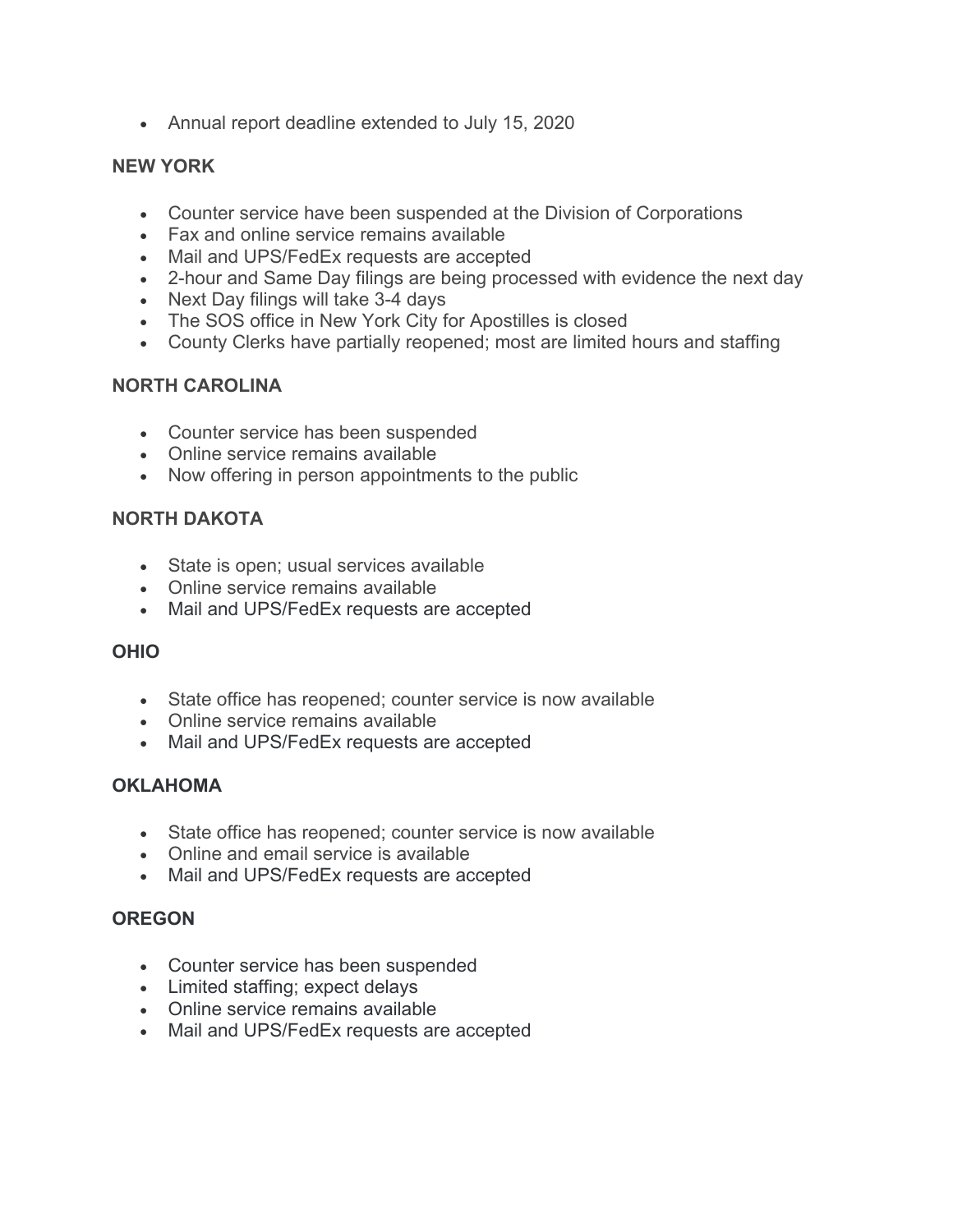- Annual report deadline extended to July 15, 2020

### NEW YORK

- Counter service have been suspended at the Division of Corporations
- Fax and online service remains available
- Mail and UPS/FedEx requests are accepted
- 2-hour and Same Day filings are being processed with evidence the next day
- Next Day filings will take 3-4 days
- The SOS office in New York City for Apostilles is closed
- County Clerks have partially reopened; most are limited hours and staffing

### NORTH CAROLINA

- Counter service has been suspended
- Online service remains available
- Now offering in person appointments to the public

### NORTH DAKOTA

- State is open; usual services available
- Online service remains available
- Mail and UPS/FedEx requests are accepted

### OHIO

- State office has reopened; counter service is now available
- Online service remains available
- Mail and UPS/FedEx requests are accepted

### OKLAHOMA

- State office has reopened; counter service is now available
- Online and email service is available
- Mail and UPS/FedEx requests are accepted

### OREGON

- Counter service has been suspended
- Limited staffing; expect delays
- Online service remains available
- Mail and UPS/FedEx requests are accepted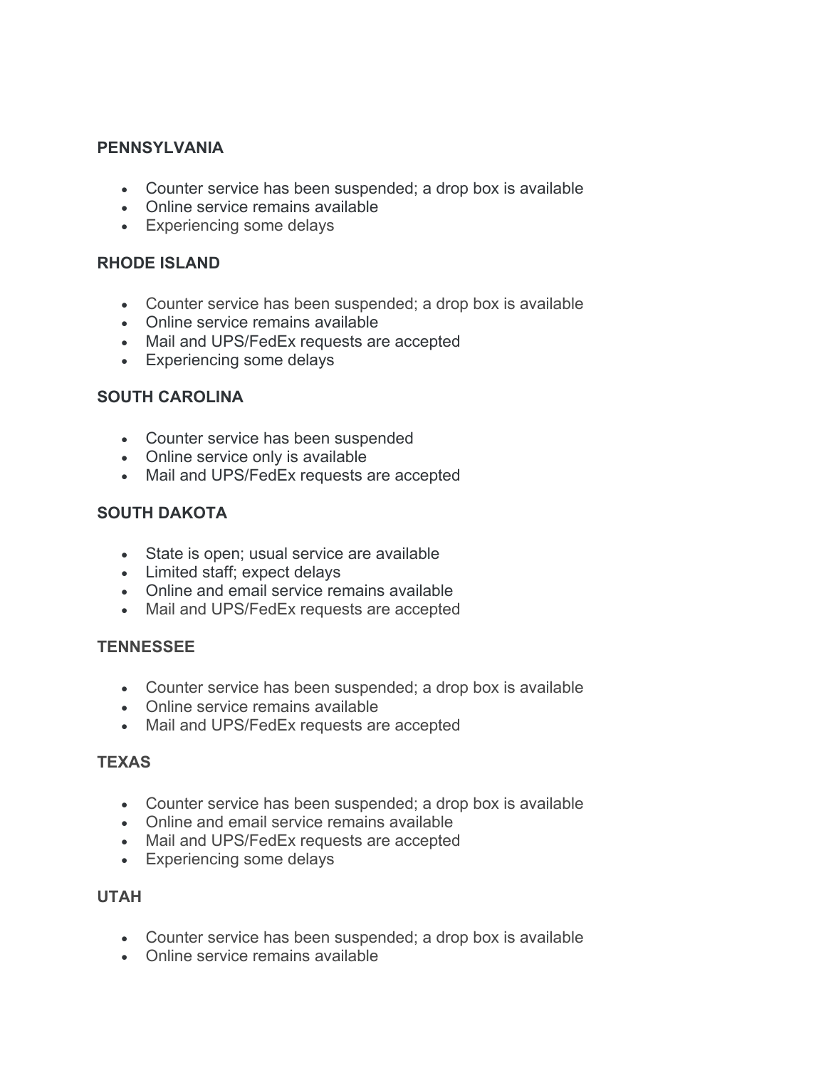**PENNSYLVANIA**

- Counter service has been suspended; a drop box is available
- Online service remains available
- Experiencing some delays

**RHODE ISLAND**

- Counter service has been suspended; a drop box is available
- Online service remains available
- Mail and UPS/FedEx requests are accepted
- Experiencing some delays

**SOUTH CAROLINA**

- Counter service has been suspended
- Online service only is available
- Mail and UPS/FedEx requests are accepted

**SOUTH DAKOTA**

- State is open; usual service are available
- Limited staff; expect delays
- Online and email service remains available
- Mail and UPS/FedEx requests are accepted

**TENNESSEE**

- Counter service has been suspended; a drop box is available
- Online service remains available
- Mail and UPS/FedEx requests are accepted

**TEXAS**

- Counter service has been suspended; a drop box is available
- Online and email service remains available
- Mail and UPS/FedEx requests are accepted
- Experiencing some delays

**UTAH**

- Counter service has been suspended; a drop box is available
- Online service remains available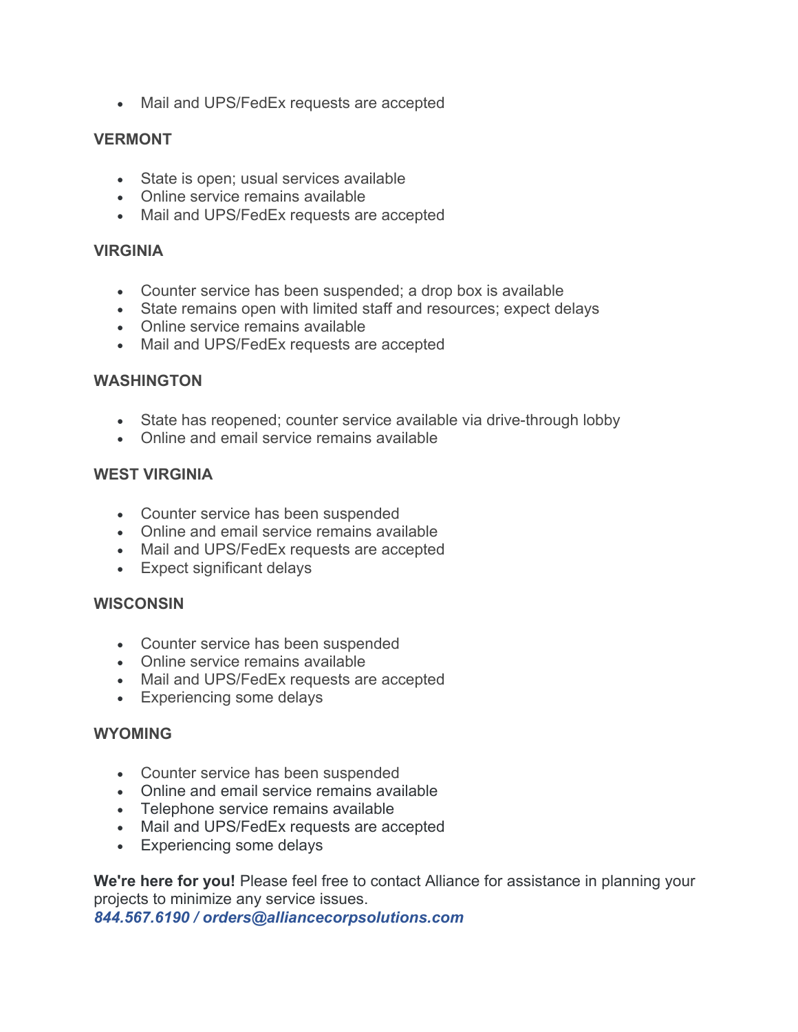- Mail and UPS/FedEx requests are accepted

**VERMONT**

- State is open; usual services available
- Online service remains available
- Mail and UPS/FedEx requests are accepted

**VIRGINIA**

- Counter service has been suspended; a drop box is available
- State remains open with limited staff and resources; expect delays
- Online service remains available
- Mail and UPS/FedEx requests are accepted

**WASHINGTON**

- State has reopened; counter service available via drive-through lobby
- Online and email service remains available

**WEST VIRGINIA**

- Counter service has been suspended
- Online and email service remains available
- Mail and UPS/FedEx requests are accepted
- Expect significant delays

**WISCONSIN**

- Counter service has been suspended
- Online service remains available
- Mail and UPS/FedEx requests are accepted
- Experiencing some delays

**WYOMING**

- Counter service has been suspended
- Online and email service remains available
- Telephone service remains available
- Mail and UPS/FedEx requests are accepted
- Experiencing some delays

**We're here for you!** Please feel free to contact Alliance for assistance in planning your projects to minimize any service issues.
***844.567.6190 / orders@alliancecorpsolutions.com***